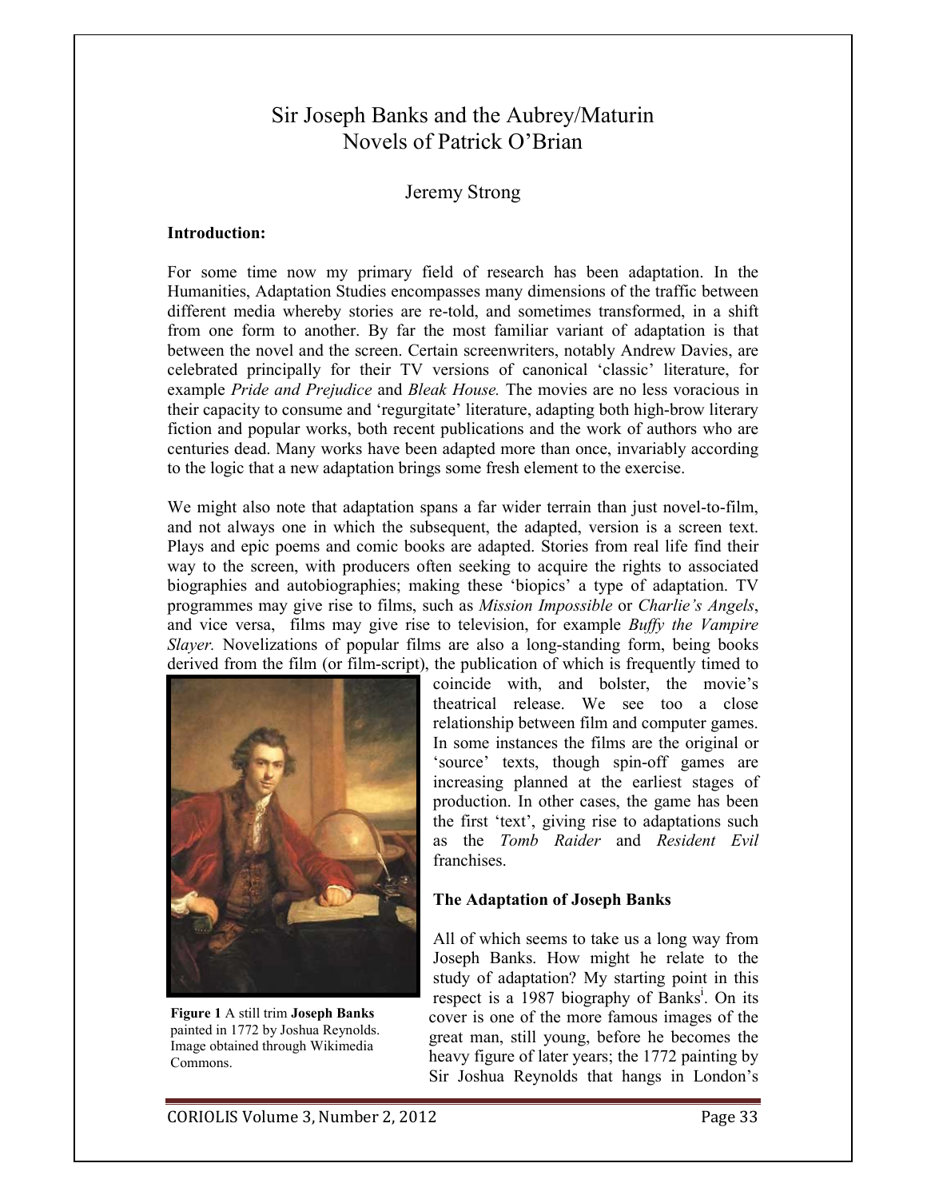# Sir Joseph Banks and the Aubrey/Maturin Novels of Patrick O'Brian

Jeremy Strong

**Introduction:**

For some time now my primary field of research has been adaptation. In the Humanities, Adaptation Studies encompasses many dimensions of the traffic between different media whereby stories are re-told, and sometimes transformed, in a shift from one form to another. By far the most familiar variant of adaptation is that between the novel and the screen. Certain screenwriters, notably Andrew Davies, are celebrated principally for their TV versions of canonical 'classic' literature, for example *Pride and Prejudice* and *Bleak House.* The movies are no less voracious in their capacity to consume and 'regurgitate' literature, adapting both high-brow literary fiction and popular works, both recent publications and the work of authors who are centuries dead. Many works have been adapted more than once, invariably according to the logic that a new adaptation brings some fresh element to the exercise.

We might also note that adaptation spans a far wider terrain than just novel-to-film, and not always one in which the subsequent, the adapted, version is a screen text. Plays and epic poems and comic books are adapted. Stories from real life find their way to the screen, with producers often seeking to acquire the rights to associated biographies and autobiographies; making these 'biopics' a type of adaptation. TV programmes may give rise to films, such as *Mission Impossible* or *Charlie's Angels*, and vice versa, films may give rise to television, for example *Buffy the Vampire Slayer.* Novelizations of popular films are also a long-standing form, being books derived from the film (or film-script), the publication of which is frequently timed to coincide with, and bolster, the movie's theatrical release. We see too a close relationship between film and computer games. In some instances the films are the original or 'source' texts, though spin-off games are increasing planned at the earliest stages of production. In other cases, the game has been the first 'text', giving rise to adaptations such as the *Tomb Raider* and *Resident Evil* franchises.

**Figure 1** A still trim **Joseph Banks** painted in 1772 by Joshua Reynolds. Image obtained through Wikimedia Commons.

**The Adaptation of Joseph Banks**

All of which seems to take us a long way from Joseph Banks. How might he relate to the study of adaptation? My starting point in this respect is a 1987 biography of Banks[i]. On its cover is one of the more famous images of the great man, still young, before he becomes the heavy figure of later years; the 1772 painting by Sir Joshua Reynolds that hangs in London's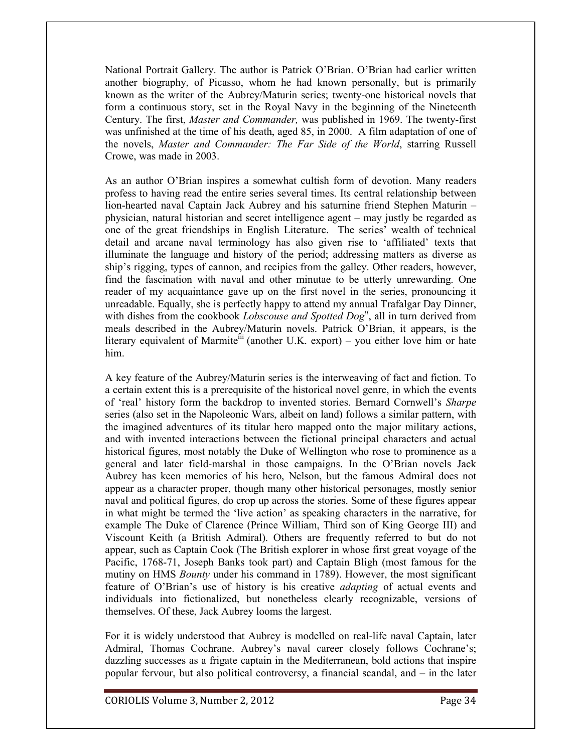National Portrait Gallery. The author is Patrick O'Brian. O'Brian had earlier written another biography, of Picasso, whom he had known personally, but is primarily known as the writer of the Aubrey/Maturin series; twenty-one historical novels that form a continuous story, set in the Royal Navy in the beginning of the Nineteenth Century. The first, *Master and Commander,* was published in 1969. The twenty-first was unfinished at the time of his death, aged 85, in 2000. A film adaptation of one of the novels, *Master and Commander: The Far Side of the World*, starring Russell Crowe, was made in 2003.

As an author O'Brian inspires a somewhat cultish form of devotion. Many readers profess to having read the entire series several times. Its central relationship between lion-hearted naval Captain Jack Aubrey and his saturnine friend Stephen Maturin – physician, natural historian and secret intelligence agent – may justly be regarded as one of the great friendships in English Literature. The series' wealth of technical detail and arcane naval terminology has also given rise to 'affiliated' texts that illuminate the language and history of the period; addressing matters as diverse as ship's rigging, types of cannon, and recipies from the galley. Other readers, however, find the fascination with naval and other minutae to be utterly unrewarding. One reader of my acquaintance gave up on the first novel in the series, pronouncing it unreadable. Equally, she is perfectly happy to attend my annual Trafalgar Day Dinner, with dishes from the cookbook *Lobscouse and Spotted Dog*[ii], all in turn derived from meals described in the Aubrey/Maturin novels. Patrick O'Brian, it appears, is the literary equivalent of Marmite[iii] (another U.K. export) – you either love him or hate him.

A key feature of the Aubrey/Maturin series is the interweaving of fact and fiction. To a certain extent this is a prerequisite of the historical novel genre, in which the events of 'real' history form the backdrop to invented stories. Bernard Cornwell's *Sharpe* series (also set in the Napoleonic Wars, albeit on land) follows a similar pattern, with the imagined adventures of its titular hero mapped onto the major military actions, and with invented interactions between the fictional principal characters and actual historical figures, most notably the Duke of Wellington who rose to prominence as a general and later field-marshal in those campaigns. In the O'Brian novels Jack Aubrey has keen memories of his hero, Nelson, but the famous Admiral does not appear as a character proper, though many other historical personages, mostly senior naval and political figures, do crop up across the stories. Some of these figures appear in what might be termed the 'live action' as speaking characters in the narrative, for example The Duke of Clarence (Prince William, Third son of King George III) and Viscount Keith (a British Admiral). Others are frequently referred to but do not appear, such as Captain Cook (The British explorer in whose first great voyage of the Pacific, 1768-71, Joseph Banks took part) and Captain Bligh (most famous for the mutiny on HMS *Bounty* under his command in 1789). However, the most significant feature of O'Brian's use of history is his creative *adapting* of actual events and individuals into fictionalized, but nonetheless clearly recognizable, versions of themselves. Of these, Jack Aubrey looms the largest.

For it is widely understood that Aubrey is modelled on real-life naval Captain, later Admiral, Thomas Cochrane. Aubrey's naval career closely follows Cochrane's; dazzling successes as a frigate captain in the Mediterranean, bold actions that inspire popular fervour, but also political controversy, a financial scandal, and – in the later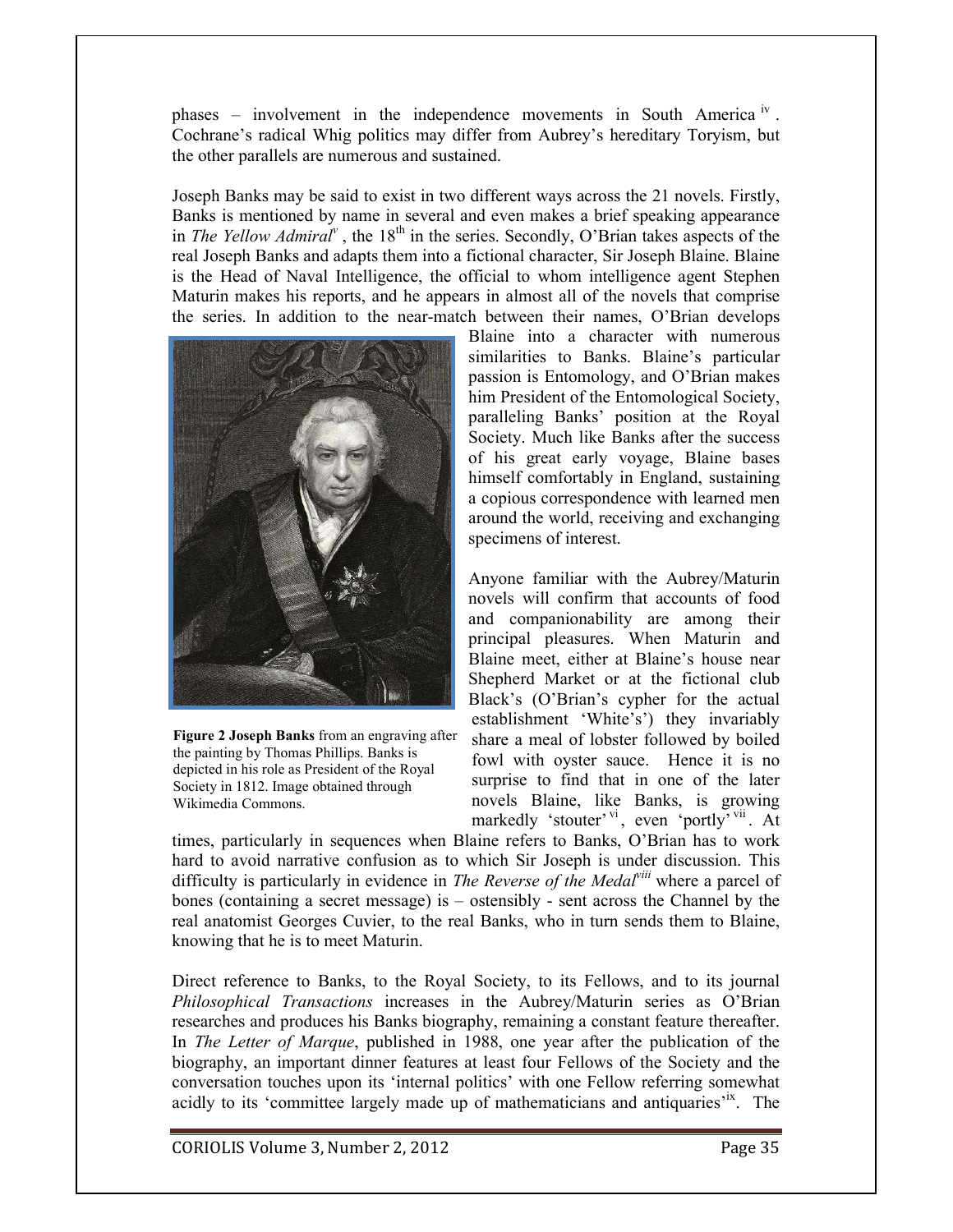phases – involvement in the independence movements in South America [iv]. Cochrane's radical Whig politics may differ from Aubrey's hereditary Toryism, but the other parallels are numerous and sustained.

Joseph Banks may be said to exist in two different ways across the 21 novels. Firstly, Banks is mentioned by name in several and even makes a brief speaking appearance in *The Yellow Admiral*[v], the 18th in the series. Secondly, O'Brian takes aspects of the real Joseph Banks and adapts them into a fictional character, Sir Joseph Blaine. Blaine is the Head of Naval Intelligence, the official to whom intelligence agent Stephen Maturin makes his reports, and he appears in almost all of the novels that comprise the series. In addition to the near-match between their names, O'Brian develops Blaine into a character with numerous similarities to Banks. Blaine's particular passion is Entomology, and O'Brian makes him President of the Entomological Society, paralleling Banks' position at the Royal Society. Much like Banks after the success of his great early voyage, Blaine bases himself comfortably in England, sustaining a copious correspondence with learned men around the world, receiving and exchanging specimens of interest.

**Figure 2 Joseph Banks** from an engraving after the painting by Thomas Phillips. Banks is depicted in his role as President of the Royal Society in 1812. Image obtained through Wikimedia Commons.

Anyone familiar with the Aubrey/Maturin novels will confirm that accounts of food and companionability are among their principal pleasures. When Maturin and Blaine meet, either at Blaine's house near Shepherd Market or at the fictional club Black's (O'Brian's cypher for the actual establishment 'White's') they invariably share a meal of lobster followed by boiled fowl with oyster sauce. Hence it is no surprise to find that in one of the later novels Blaine, like Banks, is growing markedly 'stouter'[vi], even 'portly'[vii]. At times, particularly in sequences when Blaine refers to Banks, O'Brian has to work hard to avoid narrative confusion as to which Sir Joseph is under discussion. This difficulty is particularly in evidence in *The Reverse of the Medal*[viii] where a parcel of bones (containing a secret message) is – ostensibly - sent across the Channel by the real anatomist Georges Cuvier, to the real Banks, who in turn sends them to Blaine, knowing that he is to meet Maturin.

Direct reference to Banks, to the Royal Society, to its Fellows, and to its journal *Philosophical Transactions* increases in the Aubrey/Maturin series as O'Brian researches and produces his Banks biography, remaining a constant feature thereafter. In *The Letter of Marque*, published in 1988, one year after the publication of the biography, an important dinner features at least four Fellows of the Society and the conversation touches upon its 'internal politics' with one Fellow referring somewhat acidly to its 'committee largely made up of mathematicians and antiquaries'[ix]. The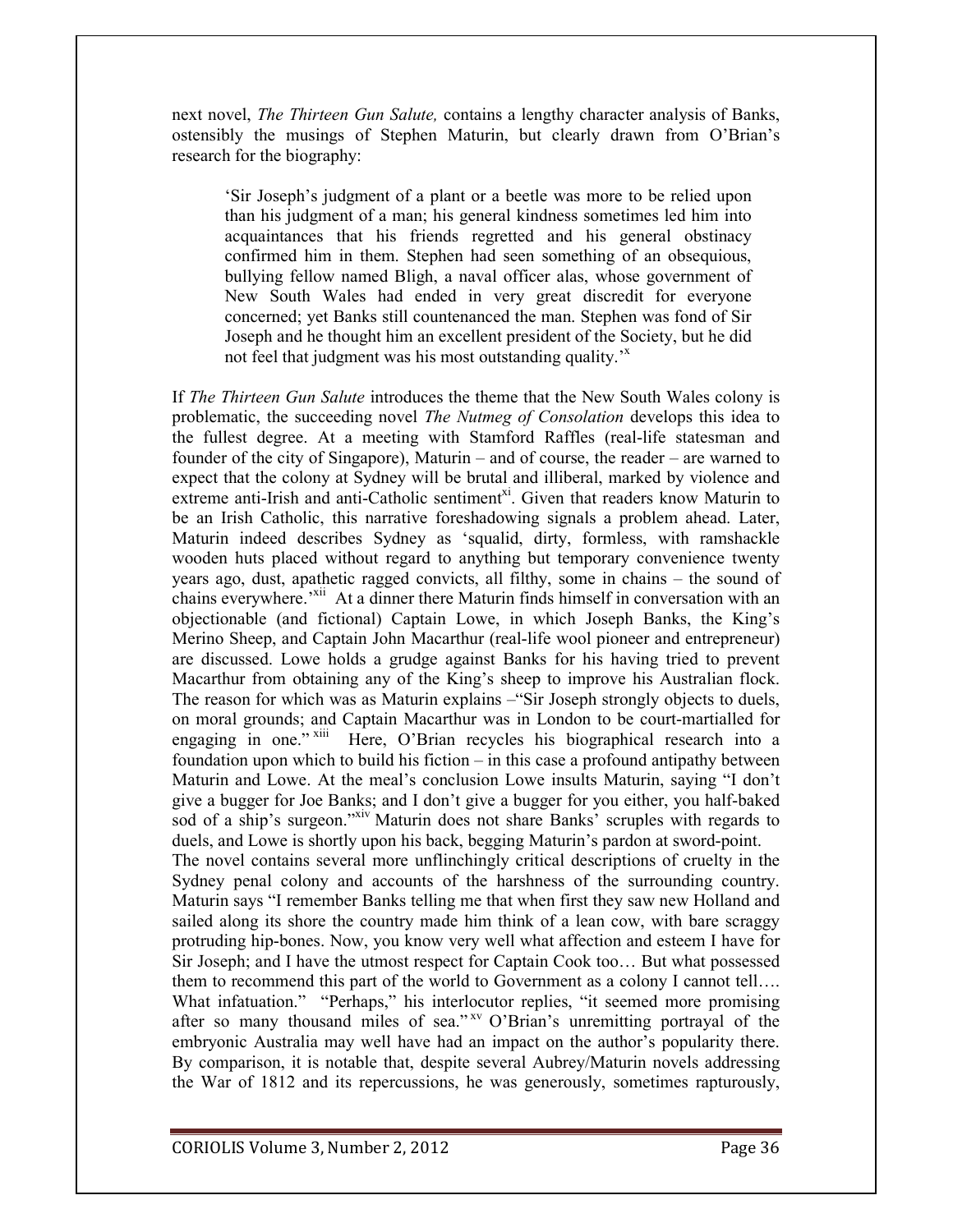next novel, *The Thirteen Gun Salute,* contains a lengthy character analysis of Banks, ostensibly the musings of Stephen Maturin, but clearly drawn from O'Brian's research for the biography:

> 'Sir Joseph's judgment of a plant or a beetle was more to be relied upon than his judgment of a man; his general kindness sometimes led him into acquaintances that his friends regretted and his general obstinacy confirmed him in them. Stephen had seen something of an obsequious, bullying fellow named Bligh, a naval officer alas, whose government of New South Wales had ended in very great discredit for everyone concerned; yet Banks still countenanced the man. Stephen was fond of Sir Joseph and he thought him an excellent president of the Society, but he did not feel that judgment was his most outstanding quality.'[x]

If *The Thirteen Gun Salute* introduces the theme that the New South Wales colony is problematic, the succeeding novel *The Nutmeg of Consolation* develops this idea to the fullest degree. At a meeting with Stamford Raffles (real-life statesman and founder of the city of Singapore), Maturin – and of course, the reader – are warned to expect that the colony at Sydney will be brutal and illiberal, marked by violence and extreme anti-Irish and anti-Catholic sentiment[xi]. Given that readers know Maturin to be an Irish Catholic, this narrative foreshadowing signals a problem ahead. Later, Maturin indeed describes Sydney as 'squalid, dirty, formless, with ramshackle wooden huts placed without regard to anything but temporary convenience twenty years ago, dust, apathetic ragged convicts, all filthy, some in chains – the sound of chains everywhere.'[xii] At a dinner there Maturin finds himself in conversation with an objectionable (and fictional) Captain Lowe, in which Joseph Banks, the King's Merino Sheep, and Captain John Macarthur (real-life wool pioneer and entrepreneur) are discussed. Lowe holds a grudge against Banks for his having tried to prevent Macarthur from obtaining any of the King's sheep to improve his Australian flock. The reason for which was as Maturin explains –"Sir Joseph strongly objects to duels, on moral grounds; and Captain Macarthur was in London to be court-martialled for engaging in one."[xiii] Here, O'Brian recycles his biographical research into a foundation upon which to build his fiction – in this case a profound antipathy between Maturin and Lowe. At the meal's conclusion Lowe insults Maturin, saying "I don't give a bugger for Joe Banks; and I don't give a bugger for you either, you half-baked sod of a ship's surgeon."[xiv] Maturin does not share Banks' scruples with regards to duels, and Lowe is shortly upon his back, begging Maturin's pardon at sword-point.

The novel contains several more unflinchingly critical descriptions of cruelty in the Sydney penal colony and accounts of the harshness of the surrounding country. Maturin says "I remember Banks telling me that when first they saw new Holland and sailed along its shore the country made him think of a lean cow, with bare scraggy protruding hip-bones. Now, you know very well what affection and esteem I have for Sir Joseph; and I have the utmost respect for Captain Cook too… But what possessed them to recommend this part of the world to Government as a colony I cannot tell…. What infatuation." "Perhaps," his interlocutor replies, "it seemed more promising after so many thousand miles of sea."[xv] O'Brian's unremitting portrayal of the embryonic Australia may well have had an impact on the author's popularity there. By comparison, it is notable that, despite several Aubrey/Maturin novels addressing the War of 1812 and its repercussions, he was generously, sometimes rapturously,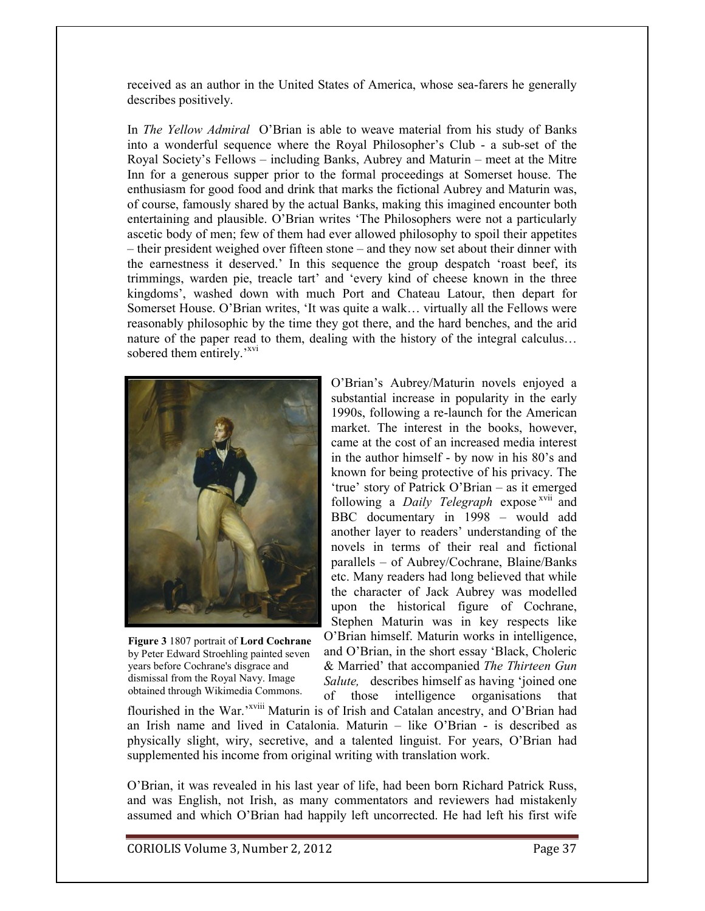received as an author in the United States of America, whose sea-farers he generally describes positively.

In *The Yellow Admiral* O'Brian is able to weave material from his study of Banks into a wonderful sequence where the Royal Philosopher's Club - a sub-set of the Royal Society's Fellows – including Banks, Aubrey and Maturin – meet at the Mitre Inn for a generous supper prior to the formal proceedings at Somerset house. The enthusiasm for good food and drink that marks the fictional Aubrey and Maturin was, of course, famously shared by the actual Banks, making this imagined encounter both entertaining and plausible. O'Brian writes 'The Philosophers were not a particularly ascetic body of men; few of them had ever allowed philosophy to spoil their appetites – their president weighed over fifteen stone – and they now set about their dinner with the earnestness it deserved.' In this sequence the group despatch 'roast beef, its trimmings, warden pie, treacle tart' and 'every kind of cheese known in the three kingdoms', washed down with much Port and Chateau Latour, then depart for Somerset House. O'Brian writes, 'It was quite a walk… virtually all the Fellows were reasonably philosophic by the time they got there, and the hard benches, and the arid nature of the paper read to them, dealing with the history of the integral calculus… sobered them entirely.'[xvi]

**Figure 3** 1807 portrait of **Lord Cochrane** by Peter Edward Stroehling painted seven years before Cochrane's disgrace and dismissal from the Royal Navy. Image obtained through Wikimedia Commons.

O'Brian's Aubrey/Maturin novels enjoyed a substantial increase in popularity in the early 1990s, following a re-launch for the American market. The interest in the books, however, came at the cost of an increased media interest in the author himself - by now in his 80's and known for being protective of his privacy. The 'true' story of Patrick O'Brian – as it emerged following a *Daily Telegraph* expose[xvii] and BBC documentary in 1998 – would add another layer to readers' understanding of the novels in terms of their real and fictional parallels – of Aubrey/Cochrane, Blaine/Banks etc. Many readers had long believed that while the character of Jack Aubrey was modelled upon the historical figure of Cochrane, Stephen Maturin was in key respects like O'Brian himself. Maturin works in intelligence, and O'Brian, in the short essay 'Black, Choleric & Married' that accompanied *The Thirteen Gun Salute,* describes himself as having 'joined one of those intelligence organisations that flourished in the War.'[xviii] Maturin is of Irish and Catalan ancestry, and O'Brian had an Irish name and lived in Catalonia. Maturin – like O'Brian - is described as physically slight, wiry, secretive, and a talented linguist. For years, O'Brian had supplemented his income from original writing with translation work.

O'Brian, it was revealed in his last year of life, had been born Richard Patrick Russ, and was English, not Irish, as many commentators and reviewers had mistakenly assumed and which O'Brian had happily left uncorrected. He had left his first wife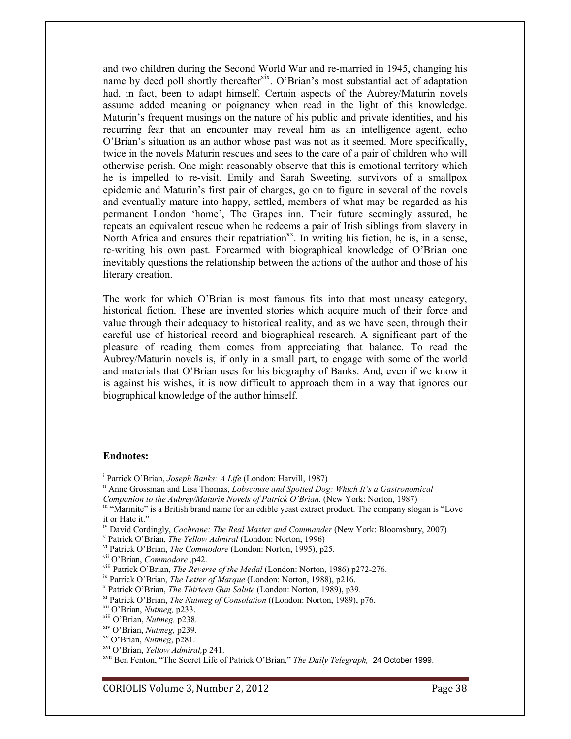and two children during the Second World War and re-married in 1945, changing his name by deed poll shortly thereafter[xix]. O'Brian's most substantial act of adaptation had, in fact, been to adapt himself. Certain aspects of the Aubrey/Maturin novels assume added meaning or poignancy when read in the light of this knowledge. Maturin's frequent musings on the nature of his public and private identities, and his recurring fear that an encounter may reveal him as an intelligence agent, echo O'Brian's situation as an author whose past was not as it seemed. More specifically, twice in the novels Maturin rescues and sees to the care of a pair of children who will otherwise perish. One might reasonably observe that this is emotional territory which he is impelled to re-visit. Emily and Sarah Sweeting, survivors of a smallpox epidemic and Maturin's first pair of charges, go on to figure in several of the novels and eventually mature into happy, settled, members of what may be regarded as his permanent London 'home', The Grapes inn. Their future seemingly assured, he repeats an equivalent rescue when he redeems a pair of Irish siblings from slavery in North Africa and ensures their repatriation[xx]. In writing his fiction, he is, in a sense, re-writing his own past. Forearmed with biographical knowledge of O'Brian one inevitably questions the relationship between the actions of the author and those of his literary creation.

The work for which O'Brian is most famous fits into that most uneasy category, historical fiction. These are invented stories which acquire much of their force and value through their adequacy to historical reality, and as we have seen, through their careful use of historical record and biographical research. A significant part of the pleasure of reading them comes from appreciating that balance. To read the Aubrey/Maturin novels is, if only in a small part, to engage with some of the world and materials that O'Brian uses for his biography of Banks. And, even if we know it is against his wishes, it is now difficult to approach them in a way that ignores our biographical knowledge of the author himself.

**Endnotes:**

[i] Patrick O'Brian, *Joseph Banks: A Life* (London: Harvill, 1987)

[ii] Anne Grossman and Lisa Thomas, *Lobscouse and Spotted Dog: Which It's a Gastronomical Companion to the Aubrey/Maturin Novels of Patrick O'Brian.* (New York: Norton, 1987)

[iii] "Marmite" is a British brand name for an edible yeast extract product. The company slogan is "Love it or Hate it."

[iv] David Cordingly, *Cochrane: The Real Master and Commander* (New York: Bloomsbury, 2007)

[v] Patrick O'Brian, *The Yellow Admiral* (London: Norton, 1996)

[vi] Patrick O'Brian, *The Commodore* (London: Norton, 1995), p25.

[vii] O'Brian, *Commodore* ,p42.

[viii] Patrick O'Brian, *The Reverse of the Medal* (London: Norton, 1986) p272-276.

[ix] Patrick O'Brian, *The Letter of Marque* (London: Norton, 1988), p216.

[x] Patrick O'Brian, *The Thirteen Gun Salute* (London: Norton, 1989), p39.

[xi] Patrick O'Brian, *The Nutmeg of Consolation* ((London: Norton, 1989), p76.

[xii] O'Brian, *Nutmeg,* p233.

[xiii] O'Brian, *Nutmeg,* p238.

[xiv] O'Brian, *Nutmeg,* p239.

[xv] O'Brian, *Nutmeg*, p281.

[xvi] O'Brian, *Yellow Admiral,*p 241.

[xvii] Ben Fenton, "The Secret Life of Patrick O'Brian," *The Daily Telegraph,* 24 October 1999.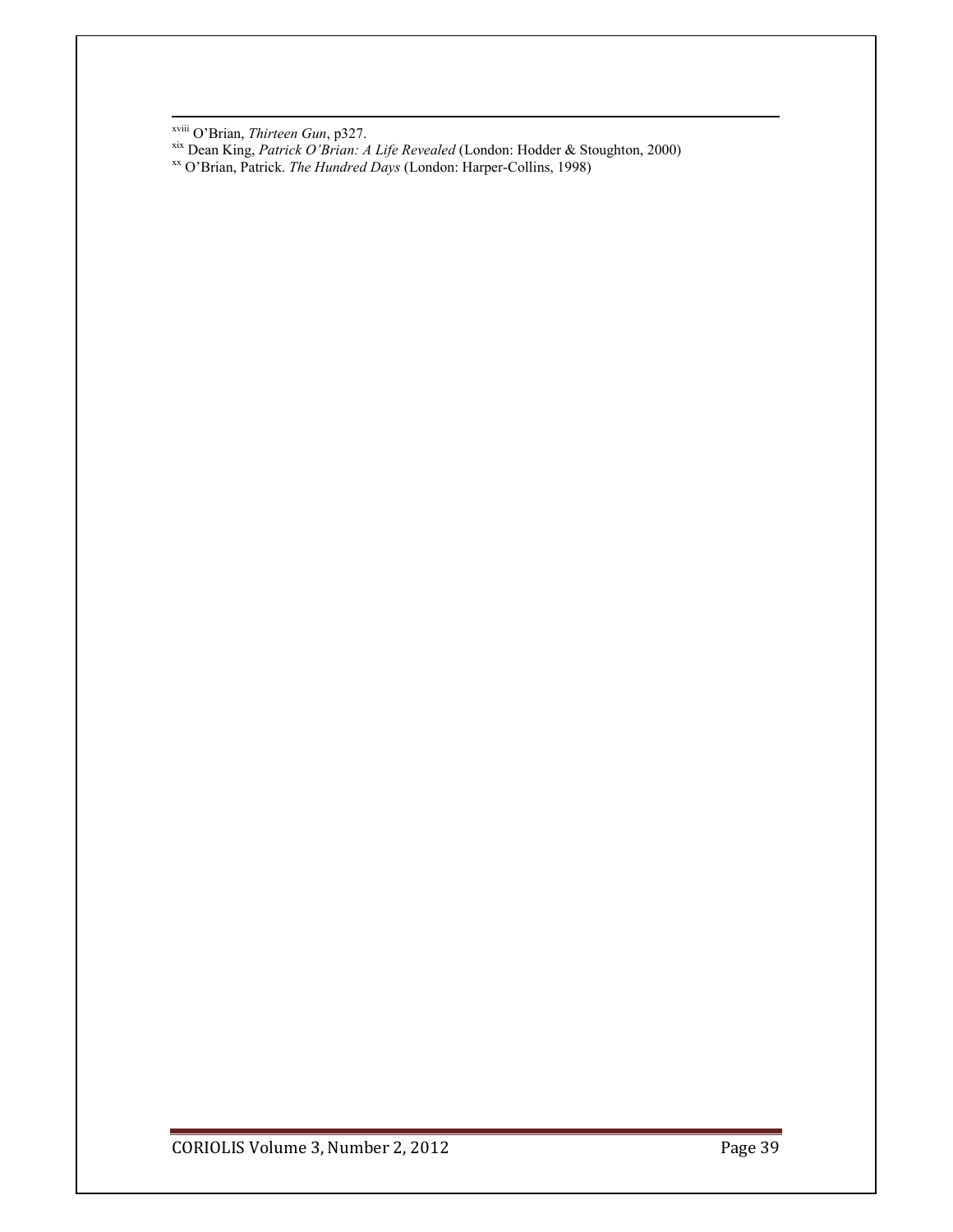[xviii] O'Brian, *Thirteen Gun*, p327.

[xix] Dean King, *Patrick O'Brian: A Life Revealed* (London: Hodder & Stoughton, 2000)

[xx] O'Brian, Patrick. *The Hundred Days* (London: Harper-Collins, 1998)